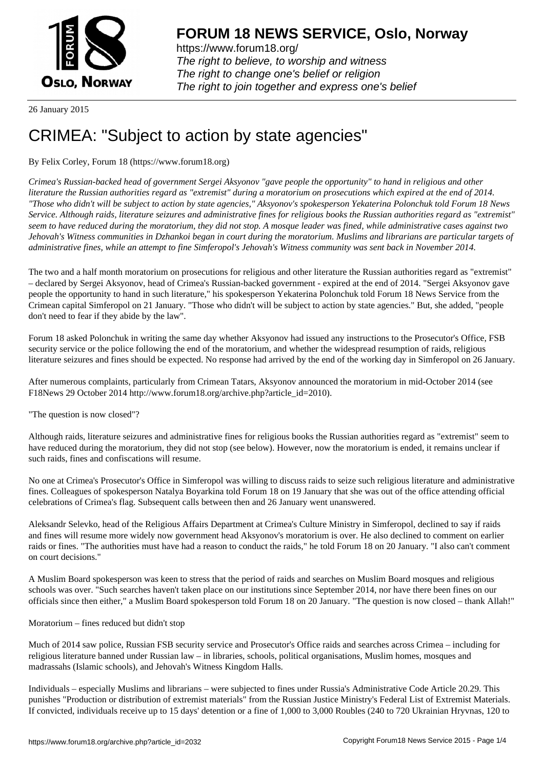# FORUM 18 NEWS SERVICE, Oslo, Norway

https://www.forum18.org/
*The right to believe, to worship and witness*
*The right to change one's belief or religion*
*The right to join together and express one's belief*

26 January 2015

# CRIMEA: "Subject to action by state agencies"

By Felix Corley, Forum 18 (https://www.forum18.org)

*Crimea's Russian-backed head of government Sergei Aksyonov "gave people the opportunity" to hand in religious and other literature the Russian authorities regard as "extremist" during a moratorium on prosecutions which expired at the end of 2014. "Those who didn't will be subject to action by state agencies," Aksyonov's spokesperson Yekaterina Polonchuk told Forum 18 News Service. Although raids, literature seizures and administrative fines for religious books the Russian authorities regard as "extremist" seem to have reduced during the moratorium, they did not stop. A mosque leader was fined, while administrative cases against two Jehovah's Witness communities in Dzhankoi began in court during the moratorium. Muslims and librarians are particular targets of administrative fines, while an attempt to fine Simferopol's Jehovah's Witness community was sent back in November 2014.*

The two and a half month moratorium on prosecutions for religious and other literature the Russian authorities regard as "extremist" – declared by Sergei Aksyonov, head of Crimea's Russian-backed government - expired at the end of 2014. "Sergei Aksyonov gave people the opportunity to hand in such literature," his spokesperson Yekaterina Polonchuk told Forum 18 News Service from the Crimean capital Simferopol on 21 January. "Those who didn't will be subject to action by state agencies." But, she added, "people don't need to fear if they abide by the law".

Forum 18 asked Polonchuk in writing the same day whether Aksyonov had issued any instructions to the Prosecutor's Office, FSB security service or the police following the end of the moratorium, and whether the widespread resumption of raids, religious literature seizures and fines should be expected. No response had arrived by the end of the working day in Simferopol on 26 January.

After numerous complaints, particularly from Crimean Tatars, Aksyonov announced the moratorium in mid-October 2014 (see F18News 29 October 2014 http://www.forum18.org/archive.php?article_id=2010).

"The question is now closed"?

Although raids, literature seizures and administrative fines for religious books the Russian authorities regard as "extremist" seem to have reduced during the moratorium, they did not stop (see below). However, now the moratorium is ended, it remains unclear if such raids, fines and confiscations will resume.

No one at Crimea's Prosecutor's Office in Simferopol was willing to discuss raids to seize such religious literature and administrative fines. Colleagues of spokesperson Natalya Boyarkina told Forum 18 on 19 January that she was out of the office attending official celebrations of Crimea's flag. Subsequent calls between then and 26 January went unanswered.

Aleksandr Selevko, head of the Religious Affairs Department at Crimea's Culture Ministry in Simferopol, declined to say if raids and fines will resume more widely now government head Aksyonov's moratorium is over. He also declined to comment on earlier raids or fines. "The authorities must have had a reason to conduct the raids," he told Forum 18 on 20 January. "I also can't comment on court decisions."

A Muslim Board spokesperson was keen to stress that the period of raids and searches on Muslim Board mosques and religious schools was over. "Such searches haven't taken place on our institutions since September 2014, nor have there been fines on our officials since then either," a Muslim Board spokesperson told Forum 18 on 20 January. "The question is now closed – thank Allah!"

Moratorium – fines reduced but didn't stop

Much of 2014 saw police, Russian FSB security service and Prosecutor's Office raids and searches across Crimea – including for religious literature banned under Russian law – in libraries, schools, political organisations, Muslim homes, mosques and madrassahs (Islamic schools), and Jehovah's Witness Kingdom Halls.

Individuals – especially Muslims and librarians – were subjected to fines under Russia's Administrative Code Article 20.29. This punishes "Production or distribution of extremist materials" from the Russian Justice Ministry's Federal List of Extremist Materials. If convicted, individuals receive up to 15 days' detention or a fine of 1,000 to 3,000 Roubles (240 to 720 Ukrainian Hryvnas, 120 to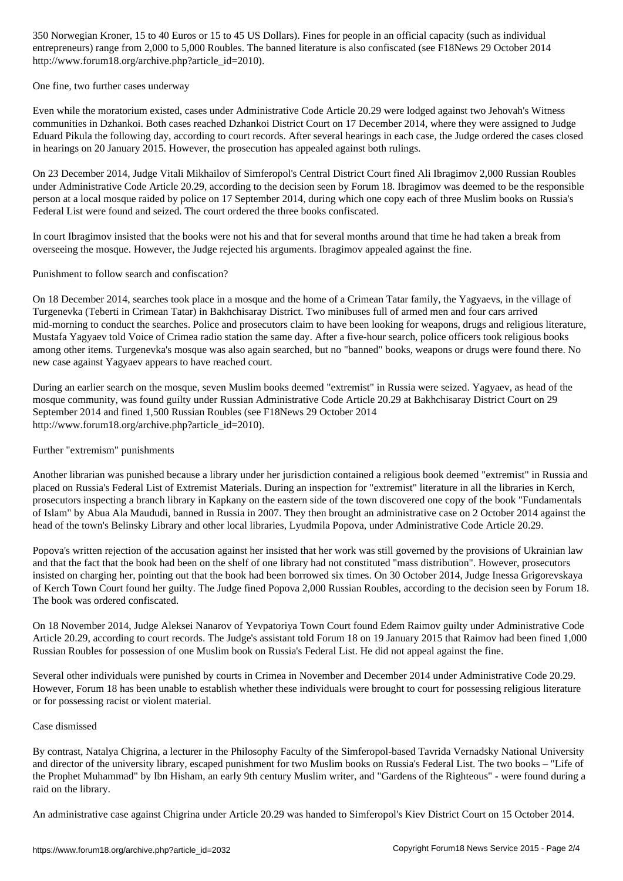350 Norwegian Kroner, 15 to 40 Euros or 15 to 45 US Dollars). Fines for people in an official capacity (such as individual entrepreneurs) range from 2,000 to 5,000 Roubles. The banned literature is also confiscated (see F18News 29 October 2014 http://www.forum18.org/archive.php?article_id=2010).

## One fine, two further cases underway

Even while the moratorium existed, cases under Administrative Code Article 20.29 were lodged against two Jehovah's Witness communities in Dzhankoi. Both cases reached Dzhankoi District Court on 17 December 2014, where they were assigned to Judge Eduard Pikula the following day, according to court records. After several hearings in each case, the Judge ordered the cases closed in hearings on 20 January 2015. However, the prosecution has appealed against both rulings.

On 23 December 2014, Judge Vitali Mikhailov of Simferopol's Central District Court fined Ali Ibragimov 2,000 Russian Roubles under Administrative Code Article 20.29, according to the decision seen by Forum 18. Ibragimov was deemed to be the responsible person at a local mosque raided by police on 17 September 2014, during which one copy each of three Muslim books on Russia's Federal List were found and seized. The court ordered the three books confiscated.

In court Ibragimov insisted that the books were not his and that for several months around that time he had taken a break from overseeing the mosque. However, the Judge rejected his arguments. Ibragimov appealed against the fine.

## Punishment to follow search and confiscation?

On 18 December 2014, searches took place in a mosque and the home of a Crimean Tatar family, the Yagyaevs, in the village of Turgenevka (Teberti in Crimean Tatar) in Bakhchisaray District. Two minibuses full of armed men and four cars arrived mid-morning to conduct the searches. Police and prosecutors claim to have been looking for weapons, drugs and religious literature, Mustafa Yagyaev told Voice of Crimea radio station the same day. After a five-hour search, police officers took religious books among other items. Turgenevka's mosque was also again searched, but no "banned" books, weapons or drugs were found there. No new case against Yagyaev appears to have reached court.

During an earlier search on the mosque, seven Muslim books deemed "extremist" in Russia were seized. Yagyaev, as head of the mosque community, was found guilty under Russian Administrative Code Article 20.29 at Bakhchisaray District Court on 29 September 2014 and fined 1,500 Russian Roubles (see F18News 29 October 2014 http://www.forum18.org/archive.php?article_id=2010).

## Further "extremism" punishments

Another librarian was punished because a library under her jurisdiction contained a religious book deemed "extremist" in Russia and placed on Russia's Federal List of Extremist Materials. During an inspection for "extremist" literature in all the libraries in Kerch, prosecutors inspecting a branch library in Kapkany on the eastern side of the town discovered one copy of the book "Fundamentals of Islam" by Abua Ala Maududi, banned in Russia in 2007. They then brought an administrative case on 2 October 2014 against the head of the town's Belinsky Library and other local libraries, Lyudmila Popova, under Administrative Code Article 20.29.

Popova's written rejection of the accusation against her insisted that her work was still governed by the provisions of Ukrainian law and that the fact that the book had been on the shelf of one library had not constituted "mass distribution". However, prosecutors insisted on charging her, pointing out that the book had been borrowed six times. On 30 October 2014, Judge Inessa Grigorevskaya of Kerch Town Court found her guilty. The Judge fined Popova 2,000 Russian Roubles, according to the decision seen by Forum 18. The book was ordered confiscated.

On 18 November 2014, Judge Aleksei Nanarov of Yevpatoriya Town Court found Edem Raimov guilty under Administrative Code Article 20.29, according to court records. The Judge's assistant told Forum 18 on 19 January 2015 that Raimov had been fined 1,000 Russian Roubles for possession of one Muslim book on Russia's Federal List. He did not appeal against the fine.

Several other individuals were punished by courts in Crimea in November and December 2014 under Administrative Code 20.29. However, Forum 18 has been unable to establish whether these individuals were brought to court for possessing religious literature or for possessing racist or violent material.

## Case dismissed

By contrast, Natalya Chigrina, a lecturer in the Philosophy Faculty of the Simferopol-based Tavrida Vernadsky National University and director of the university library, escaped punishment for two Muslim books on Russia's Federal List. The two books – "Life of the Prophet Muhammad" by Ibn Hisham, an early 9th century Muslim writer, and "Gardens of the Righteous" - were found during a raid on the library.

An administrative case against Chigrina under Article 20.29 was handed to Simferopol's Kiev District Court on 15 October 2014.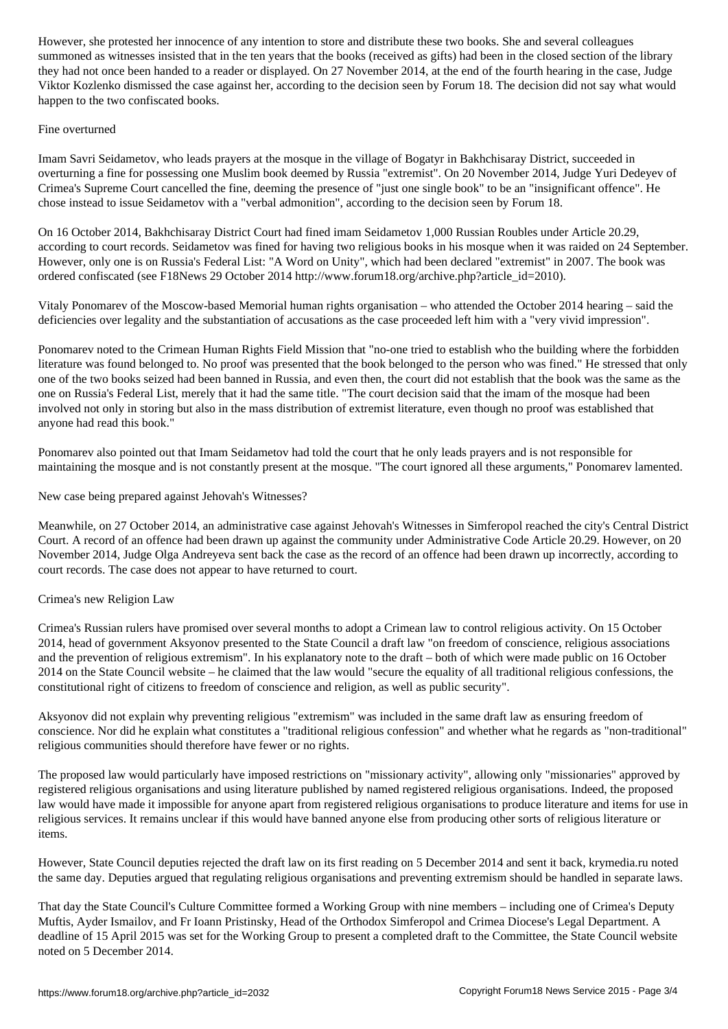However, she protested her innocence of any intention to store and distribute these two books. She and several colleagues summoned as witnesses insisted that in the ten years that the books (received as gifts) had been in the closed section of the library they had not once been handed to a reader or displayed. On 27 November 2014, at the end of the fourth hearing in the case, Judge Viktor Kozlenko dismissed the case against her, according to the decision seen by Forum 18. The decision did not say what would happen to the two confiscated books.

## Fine overturned

Imam Savri Seidametov, who leads prayers at the mosque in the village of Bogatyr in Bakhchisaray District, succeeded in overturning a fine for possessing one Muslim book deemed by Russia "extremist". On 20 November 2014, Judge Yuri Dedeyev of Crimea's Supreme Court cancelled the fine, deeming the presence of "just one single book" to be an "insignificant offence". He chose instead to issue Seidametov with a "verbal admonition", according to the decision seen by Forum 18.

On 16 October 2014, Bakhchisaray District Court had fined imam Seidametov 1,000 Russian Roubles under Article 20.29, according to court records. Seidametov was fined for having two religious books in his mosque when it was raided on 24 September. However, only one is on Russia's Federal List: "A Word on Unity", which had been declared "extremist" in 2007. The book was ordered confiscated (see F18News 29 October 2014 http://www.forum18.org/archive.php?article_id=2010).

Vitaly Ponomarev of the Moscow-based Memorial human rights organisation – who attended the October 2014 hearing – said the deficiencies over legality and the substantiation of accusations as the case proceeded left him with a "very vivid impression".

Ponomarev noted to the Crimean Human Rights Field Mission that "no-one tried to establish who the building where the forbidden literature was found belonged to. No proof was presented that the book belonged to the person who was fined." He stressed that only one of the two books seized had been banned in Russia, and even then, the court did not establish that the book was the same as the one on Russia's Federal List, merely that it had the same title. "The court decision said that the imam of the mosque had been involved not only in storing but also in the mass distribution of extremist literature, even though no proof was established that anyone had read this book."

Ponomarev also pointed out that Imam Seidametov had told the court that he only leads prayers and is not responsible for maintaining the mosque and is not constantly present at the mosque. "The court ignored all these arguments," Ponomarev lamented.

## New case being prepared against Jehovah's Witnesses?

Meanwhile, on 27 October 2014, an administrative case against Jehovah's Witnesses in Simferopol reached the city's Central District Court. A record of an offence had been drawn up against the community under Administrative Code Article 20.29. However, on 20 November 2014, Judge Olga Andreyeva sent back the case as the record of an offence had been drawn up incorrectly, according to court records. The case does not appear to have returned to court.

## Crimea's new Religion Law

Crimea's Russian rulers have promised over several months to adopt a Crimean law to control religious activity. On 15 October 2014, head of government Aksyonov presented to the State Council a draft law "on freedom of conscience, religious associations and the prevention of religious extremism". In his explanatory note to the draft – both of which were made public on 16 October 2014 on the State Council website – he claimed that the law would "secure the equality of all traditional religious confessions, the constitutional right of citizens to freedom of conscience and religion, as well as public security".

Aksyonov did not explain why preventing religious "extremism" was included in the same draft law as ensuring freedom of conscience. Nor did he explain what constitutes a "traditional religious confession" and whether what he regards as "non-traditional" religious communities should therefore have fewer or no rights.

The proposed law would particularly have imposed restrictions on "missionary activity", allowing only "missionaries" approved by registered religious organisations and using literature published by named registered religious organisations. Indeed, the proposed law would have made it impossible for anyone apart from registered religious organisations to produce literature and items for use in religious services. It remains unclear if this would have banned anyone else from producing other sorts of religious literature or items.

However, State Council deputies rejected the draft law on its first reading on 5 December 2014 and sent it back, krymedia.ru noted the same day. Deputies argued that regulating religious organisations and preventing extremism should be handled in separate laws.

That day the State Council's Culture Committee formed a Working Group with nine members – including one of Crimea's Deputy Muftis, Ayder Ismailov, and Fr Ioann Pristinsky, Head of the Orthodox Simferopol and Crimea Diocese's Legal Department. A deadline of 15 April 2015 was set for the Working Group to present a completed draft to the Committee, the State Council website noted on 5 December 2014.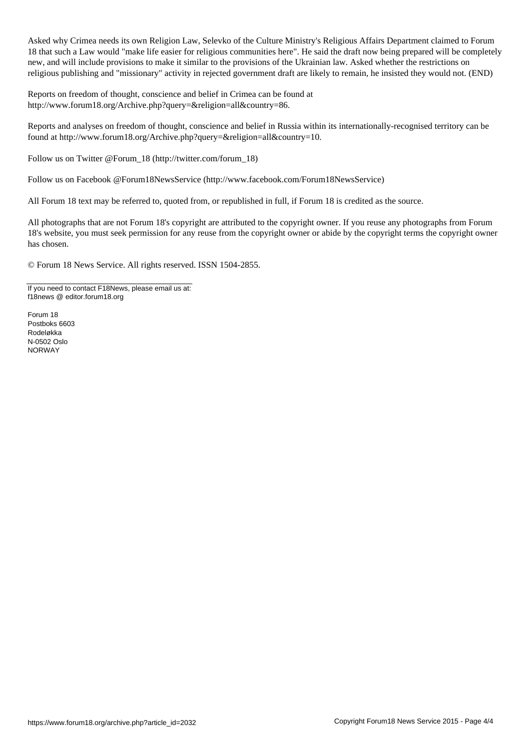Asked why Crimea needs its own Religion Law, Selevko of the Culture Ministry's Religious Affairs Department claimed to Forum 18 that such a Law would "make life easier for religious communities here". He said the draft now being prepared will be completely new, and will include provisions to make it similar to the provisions of the Ukrainian law. Asked whether the restrictions on religious publishing and "missionary" activity in rejected government draft are likely to remain, he insisted they would not. (END)

Reports on freedom of thought, conscience and belief in Crimea can be found at http://www.forum18.org/Archive.php?query=&religion=all&country=86.

Reports and analyses on freedom of thought, conscience and belief in Russia within its internationally-recognised territory can be found at http://www.forum18.org/Archive.php?query=&religion=all&country=10.

Follow us on Twitter @Forum_18 (http://twitter.com/forum_18)

Follow us on Facebook @Forum18NewsService (http://www.facebook.com/Forum18NewsService)

All Forum 18 text may be referred to, quoted from, or republished in full, if Forum 18 is credited as the source.

All photographs that are not Forum 18's copyright are attributed to the copyright owner. If you reuse any photographs from Forum 18's website, you must seek permission for any reuse from the copyright owner or abide by the copyright terms the copyright owner has chosen.

© Forum 18 News Service. All rights reserved. ISSN 1504-2855.

---

If you need to contact F18News, please email us at:
f18news @ editor.forum18.org

Forum 18
Postboks 6603
Rodeløkka
N-0502 Oslo
NORWAY